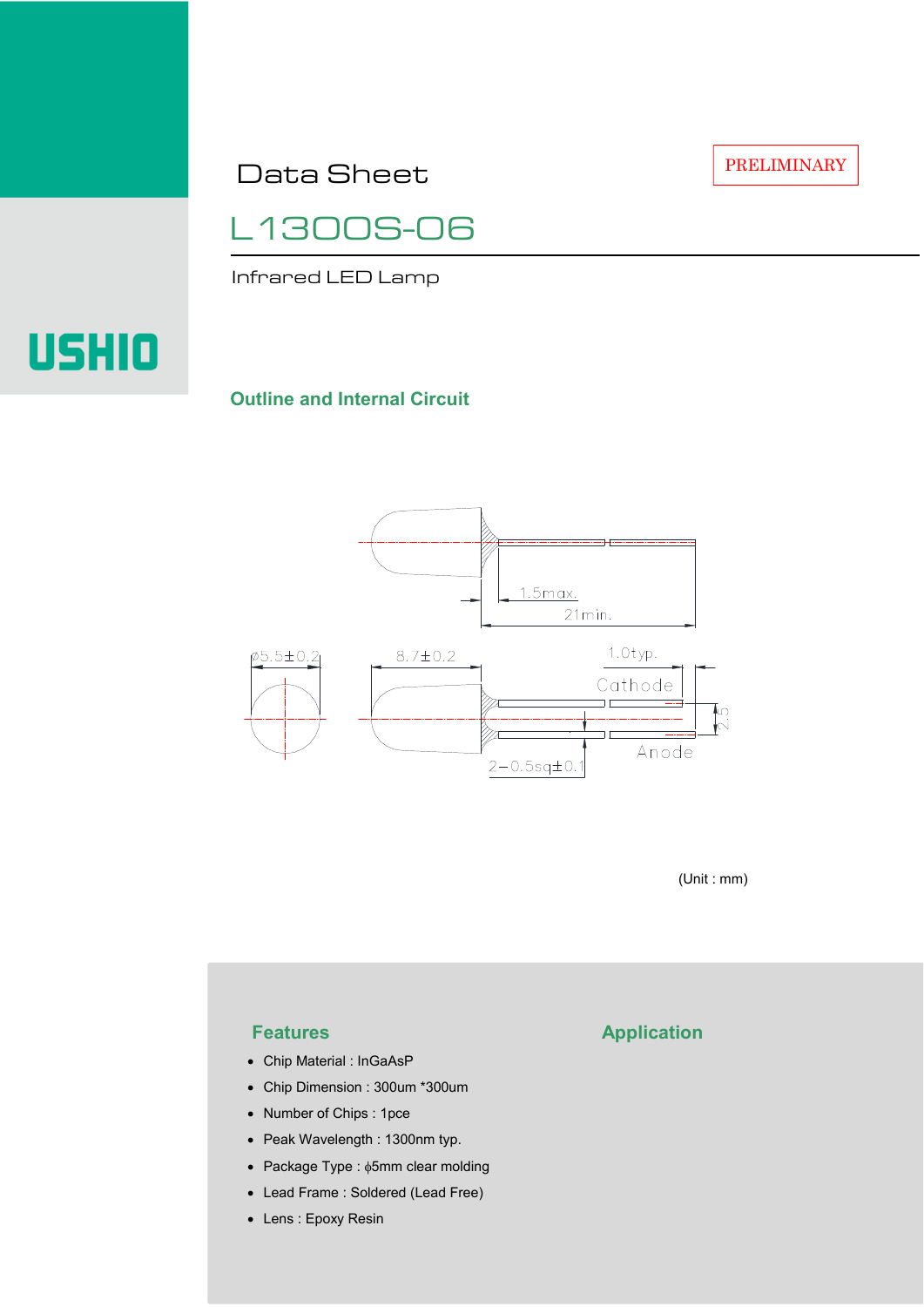PRELIMINARY

# Data Sheet

## L1300S-06

Infrared LED Lamp

USHIO

### Outline and Internal Circuit

1.5max.

21min.

ϕ5.5±0.2

8.7±0.2

1.0typ.

Cathode

2.5

Anode

2−0.5sq±0.1

(Unit : mm)

### Features

- Chip Material : InGaAsP
- Chip Dimension : 300um *300um
- Number of Chips : 1pce
- Peak Wavelength : 1300nm typ.
- Package Type : ϕ5mm clear molding
- Lead Frame : Soldered (Lead Free)
- Lens : Epoxy Resin

### Application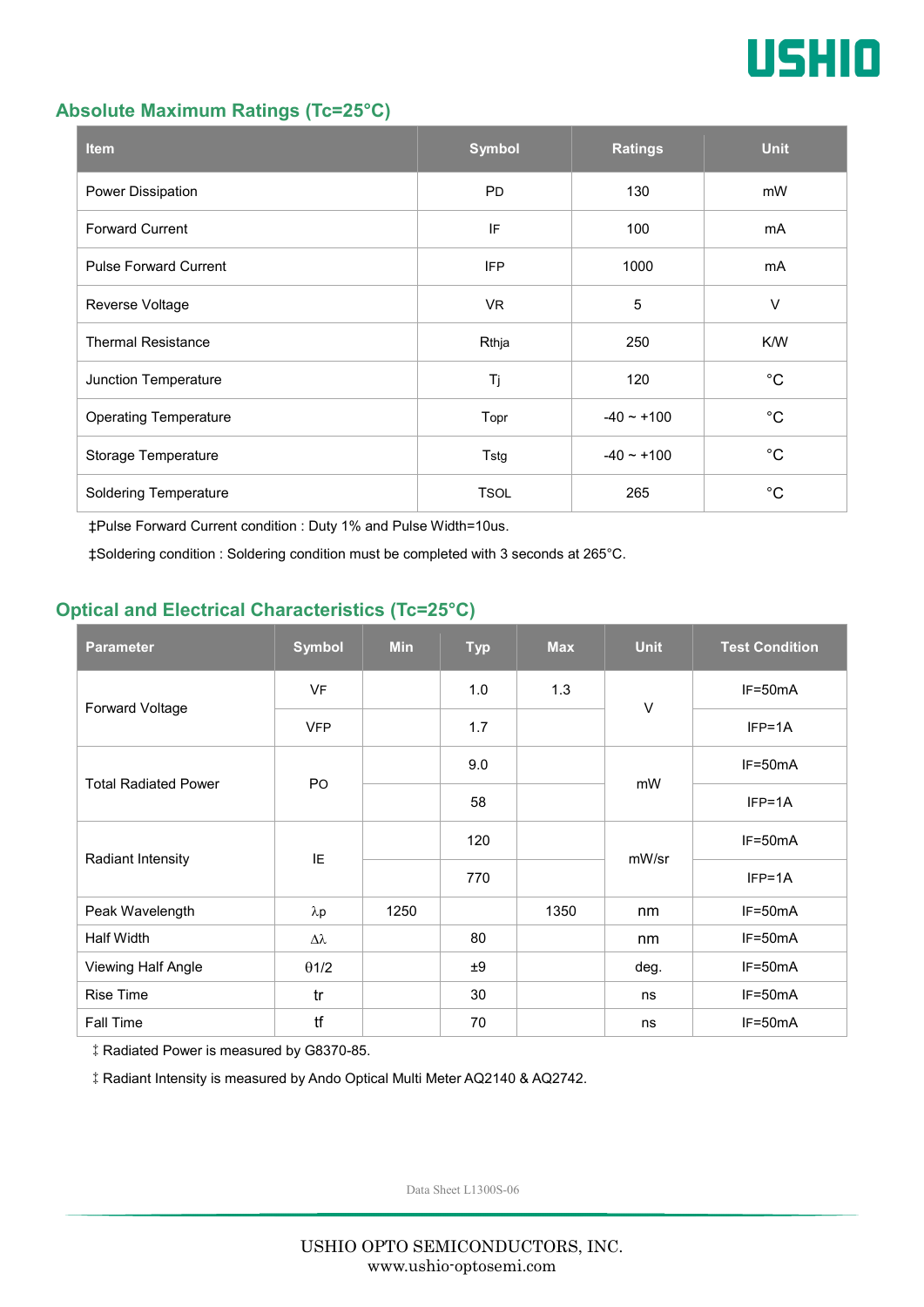## Absolute Maximum Ratings (Tc=25°C)

| Item | Symbol | Ratings | Unit |
|---|---|---|---|
| Power Dissipation | PD | 130 | mW |
| Forward Current | IF | 100 | mA |
| Pulse Forward Current | IFP | 1000 | mA |
| Reverse Voltage | VR | 5 | V |
| Thermal Resistance | Rthja | 250 | K/W |
| Junction Temperature | Tj | 120 | °C |
| Operating Temperature | Topr | -40 ~ +100 | °C |
| Storage Temperature | Tstg | -40 ~ +100 | °C |
| Soldering Temperature | TSOL | 265 | °C |

‡Pulse Forward Current condition : Duty 1% and Pulse Width=10us.

‡Soldering condition : Soldering condition must be completed with 3 seconds at 265°C.

## Optical and Electrical Characteristics (Tc=25°C)

| Parameter | Symbol | Min | Typ | Max | Unit | Test Condition |
|---|---|---|---|---|---|---|
| Forward Voltage | VF | | 1.0 | 1.3 | V | IF=50mA |
| | VFP | | 1.7 | | | IFP=1A |
| Total Radiated Power | PO | | 9.0 | | mW | IF=50mA |
| | | | 58 | | | IFP=1A |
| Radiant Intensity | IE | | 120 | | mW/sr | IF=50mA |
| | | | 770 | | | IFP=1A |
| Peak Wavelength | λp | 1250 | | 1350 | nm | IF=50mA |
| Half Width | Δλ | | 80 | | nm | IF=50mA |
| Viewing Half Angle | θ1/2 | | ±9 | | deg. | IF=50mA |
| Rise Time | tr | | 30 | | ns | IF=50mA |
| Fall Time | tf | | 70 | | ns | IF=50mA |

‡ Radiated Power is measured by G8370-85.

‡ Radiant Intensity is measured by Ando Optical Multi Meter AQ2140 & AQ2742.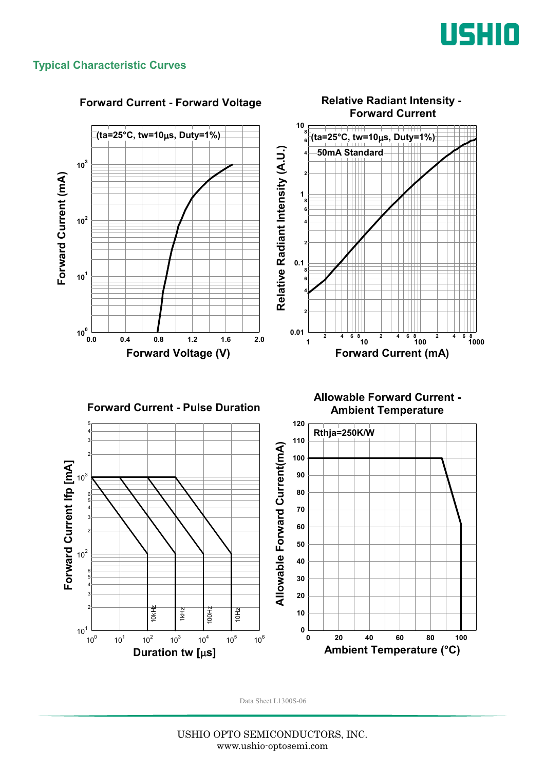## Typical Characteristic Curves

### Forward Current - Forward Voltage

(ta=25°C, tw=10μs, Duty=1%)

Forward Current (mA) vs. Forward Voltage (V)

### Relative Radiant Intensity - Forward Current

(ta=25°C, tw=10μs, Duty=1%)

50mA Standard

Relative Radiant Intensity (A.U.) vs. Forward Current (mA)

### Forward Current - Pulse Duration

Forward Current Ifp [mA] vs. Duration tw [μs]

10kHz, 1kHz, 100Hz, 10Hz

### Allowable Forward Current - Ambient Temperature

Rthja=250K/W

Allowable Forward Current(mA) vs. Ambient Temperature (°C)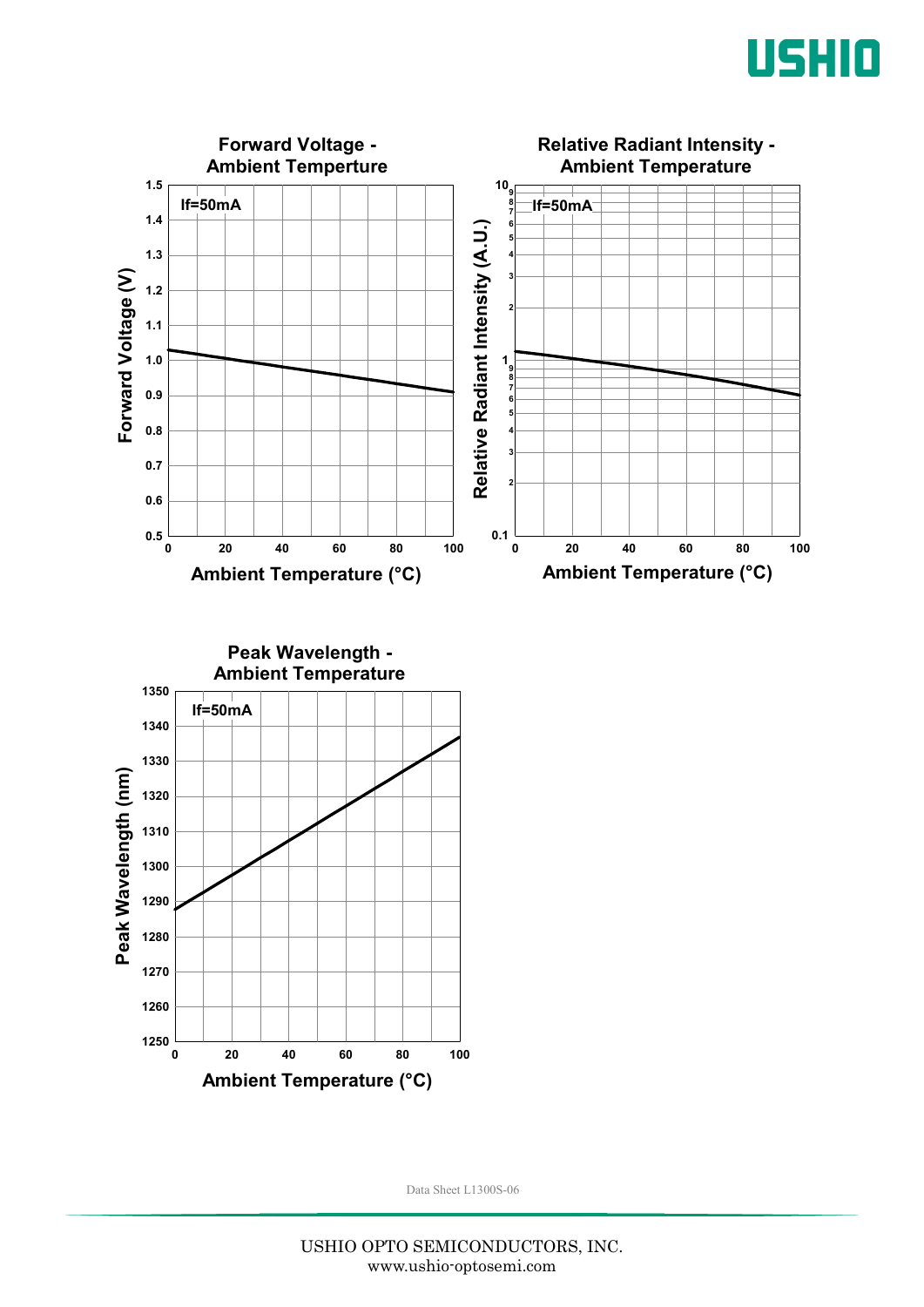**Forward Voltage - Ambient Temperture**

If=50mA

Forward Voltage (V) vs. Ambient Temperature (°C)

**Relative Radiant Intensity - Ambient Temperature**

If=50mA

Relative Radiant Intensity (A.U.) vs. Ambient Temperature (°C)

**Peak Wavelength - Ambient Temperature**

If=50mA

Peak Wavelength (nm) vs. Ambient Temperature (°C)

Data Sheet L1300S-06

USHIO OPTO SEMICONDUCTORS, INC.
www.ushio-optosemi.com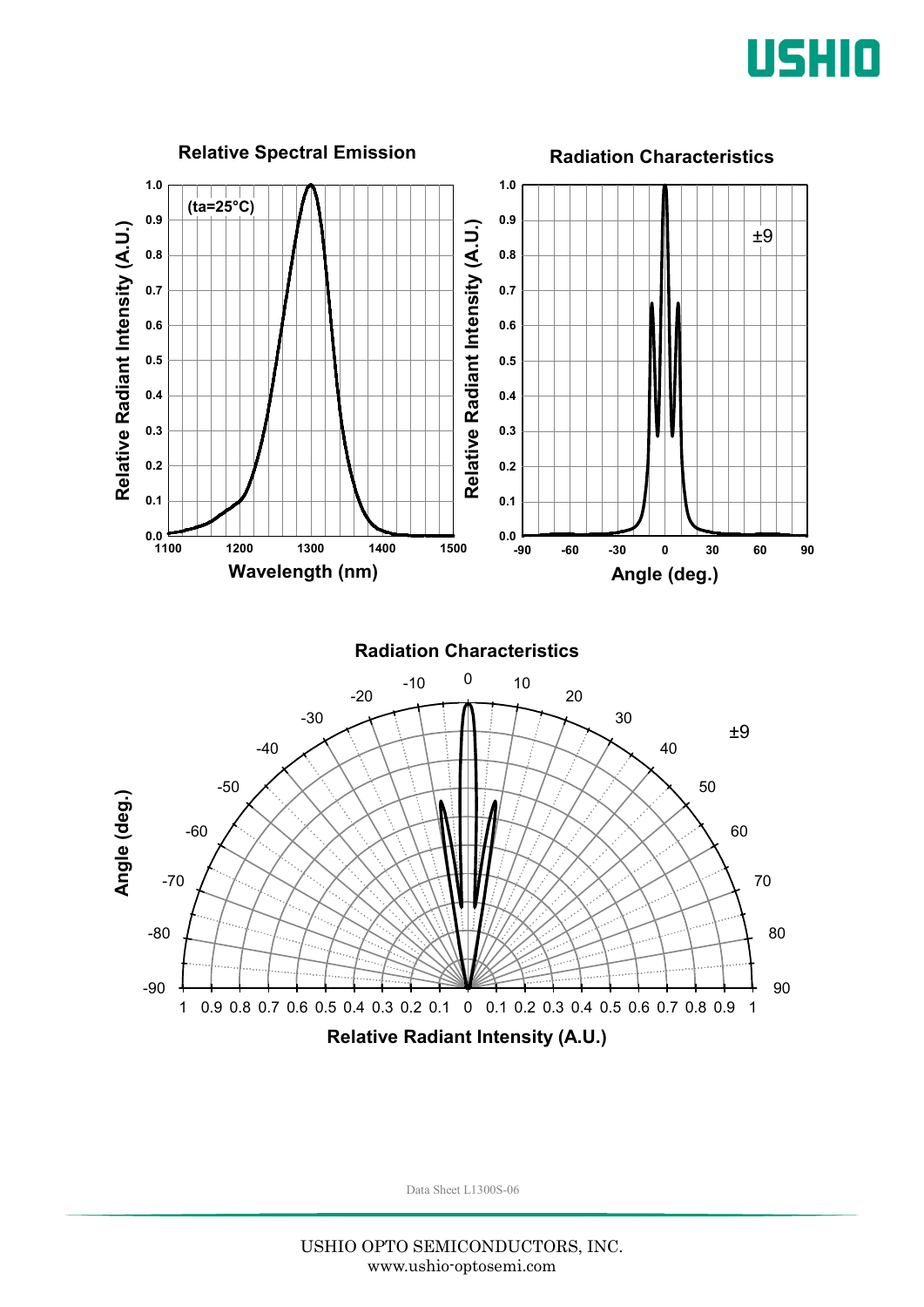## Relative Spectral Emission

(ta=25°C)

Relative Radiant Intensity (A.U.) vs. Wavelength (nm)

## Radiation Characteristics

±9

Relative Radiant Intensity (A.U.) vs. Angle (deg.)

## Radiation Characteristics

±9

Angle (deg.) vs. Relative Radiant Intensity (A.U.)

Data Sheet L1300S-06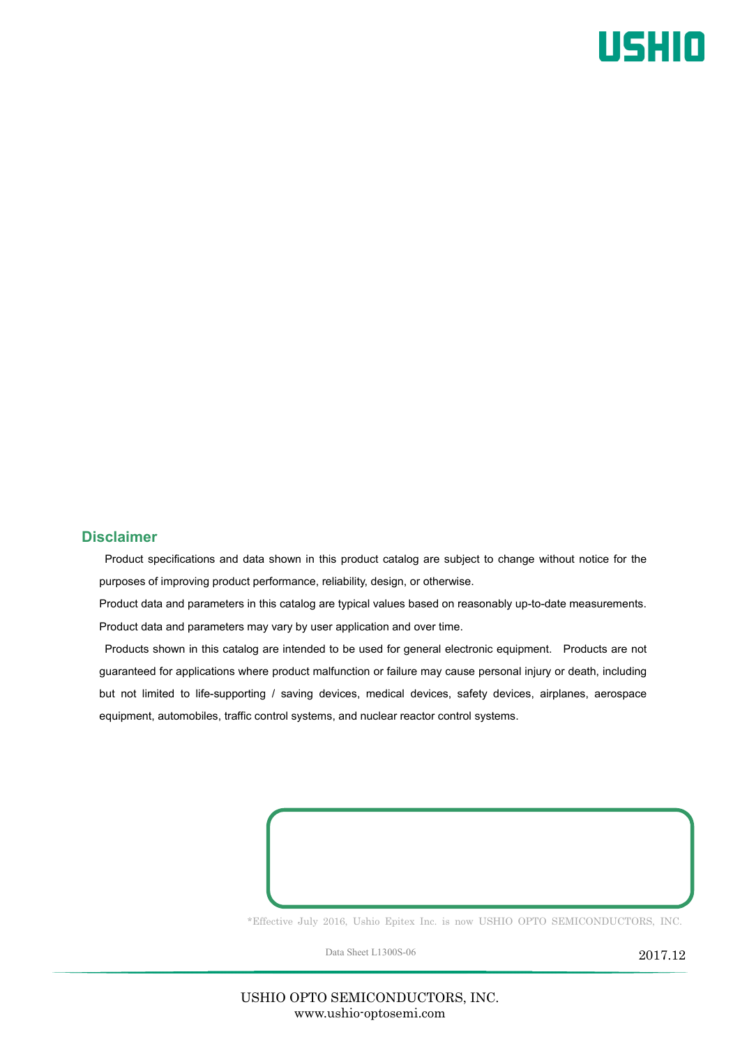## Disclaimer

Product specifications and data shown in this product catalog are subject to change without notice for the purposes of improving product performance, reliability, design, or otherwise.

Product data and parameters in this catalog are typical values based on reasonably up-to-date measurements. Product data and parameters may vary by user application and over time.

Products shown in this catalog are intended to be used for general electronic equipment. Products are not guaranteed for applications where product malfunction or failure may cause personal injury or death, including but not limited to life-supporting / saving devices, medical devices, safety devices, airplanes, aerospace equipment, automobiles, traffic control systems, and nuclear reactor control systems.

*Effective July 2016, Ushio Epitex Inc. is now USHIO OPTO SEMICONDUCTORS, INC.

Data Sheet L1300S-06

2017.12

USHIO OPTO SEMICONDUCTORS, INC.
www.ushio-optosemi.com